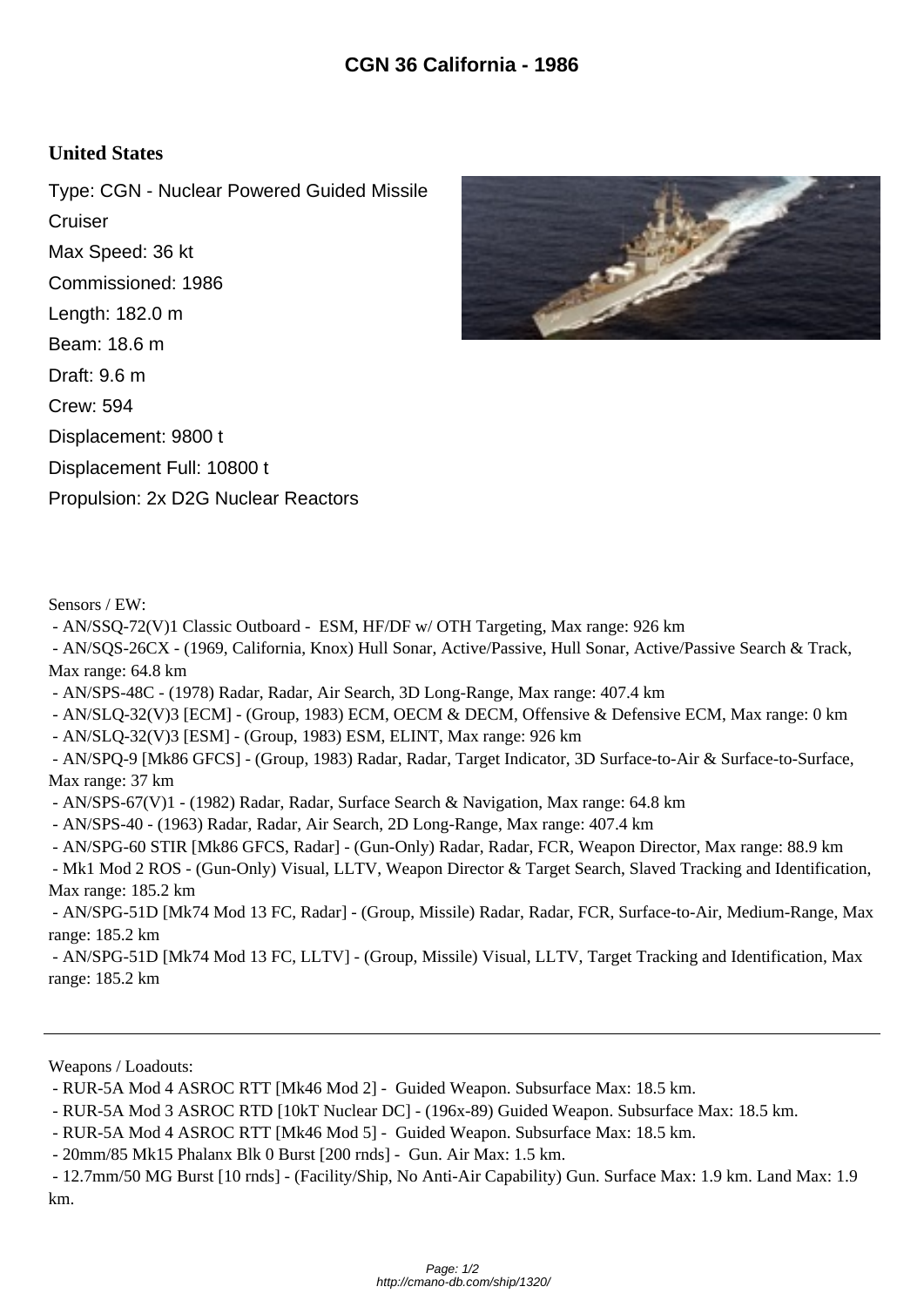# CGN 36 California - 1986

## United States

Type: CGN - Nuclear Powered Guided Missile Cruiser
Max Speed: 36 kt
Commissioned: 1986
Length: 182.0 m
Beam: 18.6 m
Draft: 9.6 m
Crew: 594
Displacement: 9800 t
Displacement Full: 10800 t
Propulsion: 2x D2G Nuclear Reactors

Sensors / EW:

- AN/SSQ-72(V)1 Classic Outboard - ESM, HF/DF w/ OTH Targeting, Max range: 926 km
- AN/SQS-26CX - (1969, California, Knox) Hull Sonar, Active/Passive, Hull Sonar, Active/Passive Search & Track, Max range: 64.8 km
- AN/SPS-48C - (1978) Radar, Radar, Air Search, 3D Long-Range, Max range: 407.4 km
- AN/SLQ-32(V)3 [ECM] - (Group, 1983) ECM, OECM & DECM, Offensive & Defensive ECM, Max range: 0 km
- AN/SLQ-32(V)3 [ESM] - (Group, 1983) ESM, ELINT, Max range: 926 km
- AN/SPQ-9 [Mk86 GFCS] - (Group, 1983) Radar, Radar, Target Indicator, 3D Surface-to-Air & Surface-to-Surface, Max range: 37 km
- AN/SPS-67(V)1 - (1982) Radar, Radar, Surface Search & Navigation, Max range: 64.8 km
- AN/SPS-40 - (1963) Radar, Radar, Air Search, 2D Long-Range, Max range: 407.4 km
- AN/SPG-60 STIR [Mk86 GFCS, Radar] - (Gun-Only) Radar, Radar, FCR, Weapon Director, Max range: 88.9 km
- Mk1 Mod 2 ROS - (Gun-Only) Visual, LLTV, Weapon Director & Target Search, Slaved Tracking and Identification, Max range: 185.2 km
- AN/SPG-51D [Mk74 Mod 13 FC, Radar] - (Group, Missile) Radar, Radar, FCR, Surface-to-Air, Medium-Range, Max range: 185.2 km
- AN/SPG-51D [Mk74 Mod 13 FC, LLTV] - (Group, Missile) Visual, LLTV, Target Tracking and Identification, Max range: 185.2 km

---

Weapons / Loadouts:

- RUR-5A Mod 4 ASROC RTT [Mk46 Mod 2] - Guided Weapon. Subsurface Max: 18.5 km.
- RUR-5A Mod 3 ASROC RTD [10kT Nuclear DC] - (196x-89) Guided Weapon. Subsurface Max: 18.5 km.
- RUR-5A Mod 4 ASROC RTT [Mk46 Mod 5] - Guided Weapon. Subsurface Max: 18.5 km.
- 20mm/85 Mk15 Phalanx Blk 0 Burst [200 rnds] - Gun. Air Max: 1.5 km.
- 12.7mm/50 MG Burst [10 rnds] - (Facility/Ship, No Anti-Air Capability) Gun. Surface Max: 1.9 km. Land Max: 1.9 km.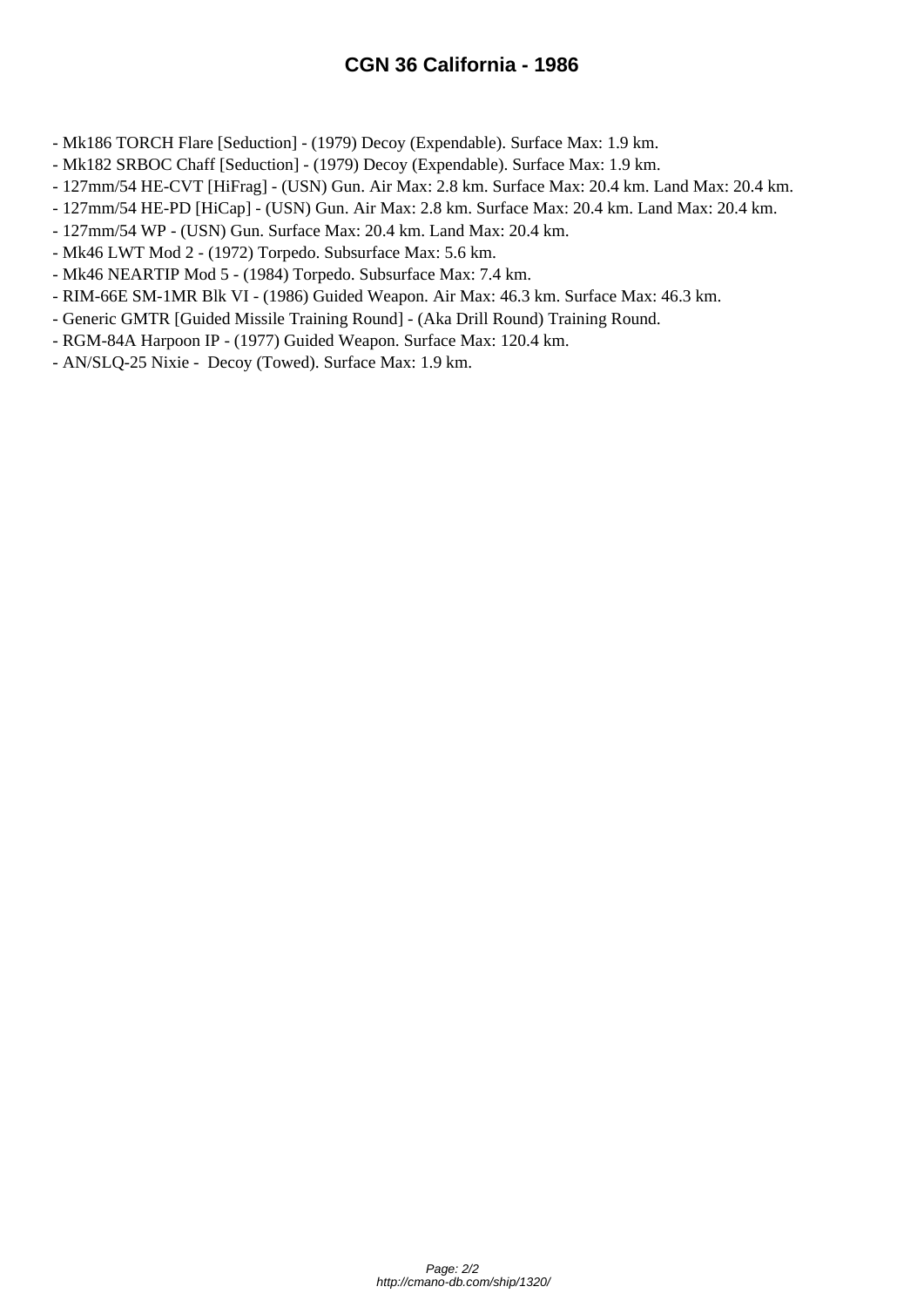- Mk186 TORCH Flare [Seduction] - (1979) Decoy (Expendable). Surface Max: 1.9 km.
- Mk182 SRBOC Chaff [Seduction] - (1979) Decoy (Expendable). Surface Max: 1.9 km.
- 127mm/54 HE-CVT [HiFrag] - (USN) Gun. Air Max: 2.8 km. Surface Max: 20.4 km. Land Max: 20.4 km.
- 127mm/54 HE-PD [HiCap] - (USN) Gun. Air Max: 2.8 km. Surface Max: 20.4 km. Land Max: 20.4 km.
- 127mm/54 WP - (USN) Gun. Surface Max: 20.4 km. Land Max: 20.4 km.
- Mk46 LWT Mod 2 - (1972) Torpedo. Subsurface Max: 5.6 km.
- Mk46 NEARTIP Mod 5 - (1984) Torpedo. Subsurface Max: 7.4 km.
- RIM-66E SM-1MR Blk VI - (1986) Guided Weapon. Air Max: 46.3 km. Surface Max: 46.3 km.
- Generic GMTR [Guided Missile Training Round] - (Aka Drill Round) Training Round.
- RGM-84A Harpoon IP - (1977) Guided Weapon. Surface Max: 120.4 km.
- AN/SLQ-25 Nixie - Decoy (Towed). Surface Max: 1.9 km.